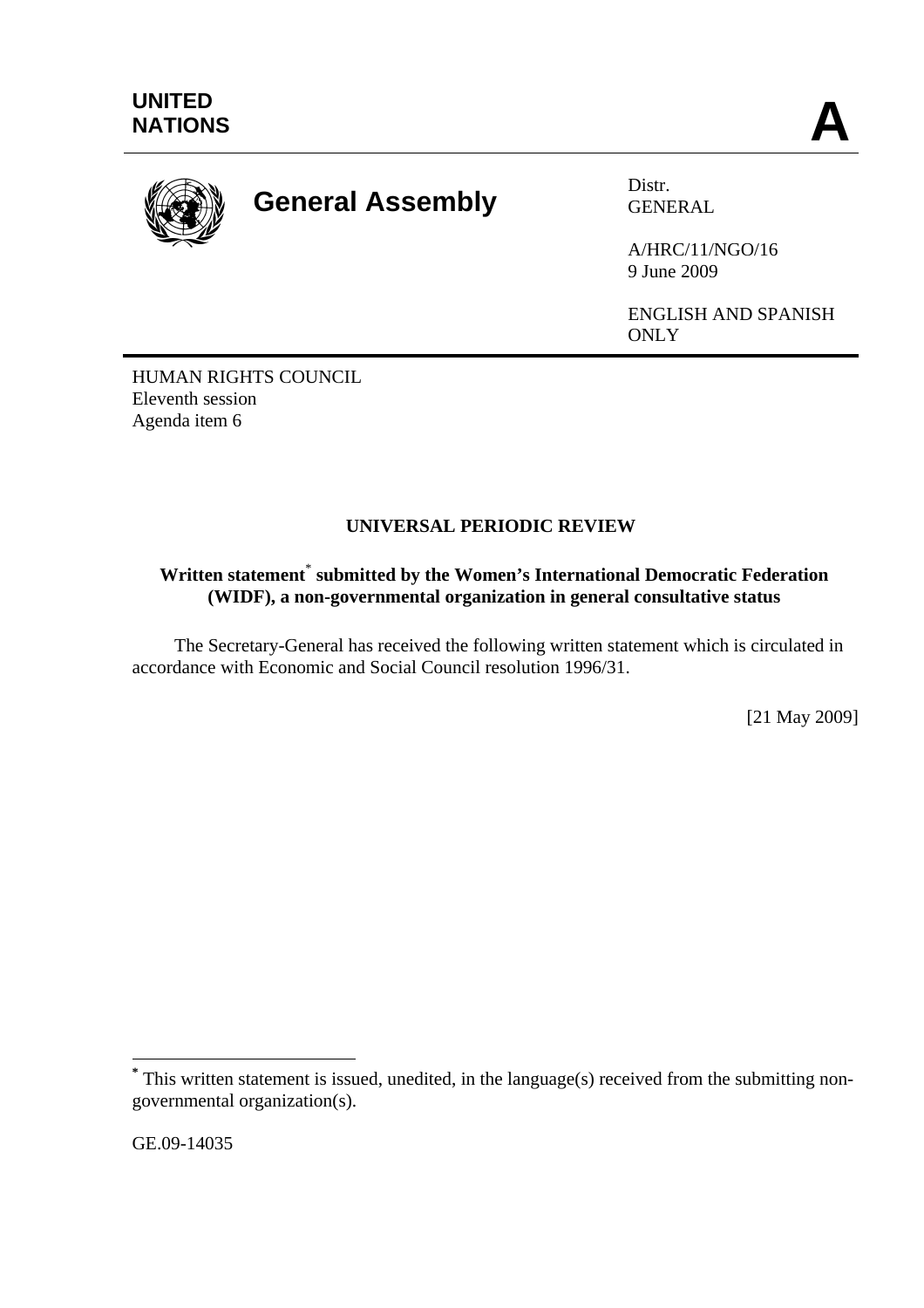**UNITED NATIONS**

**A**

# General Assembly

Distr.
GENERAL

A/HRC/11/NGO/16
9 June 2009

ENGLISH AND SPANISH ONLY

HUMAN RIGHTS COUNCIL
Eleventh session
Agenda item 6

## UNIVERSAL PERIODIC REVIEW

**Written statement[*] submitted by the Women's International Democratic Federation (WIDF), a non-governmental organization in general consultative status**

The Secretary-General has received the following written statement which is circulated in accordance with Economic and Social Council resolution 1996/31.

[21 May 2009]

[*] This written statement is issued, unedited, in the language(s) received from the submitting non-governmental organization(s).

GE.09-14035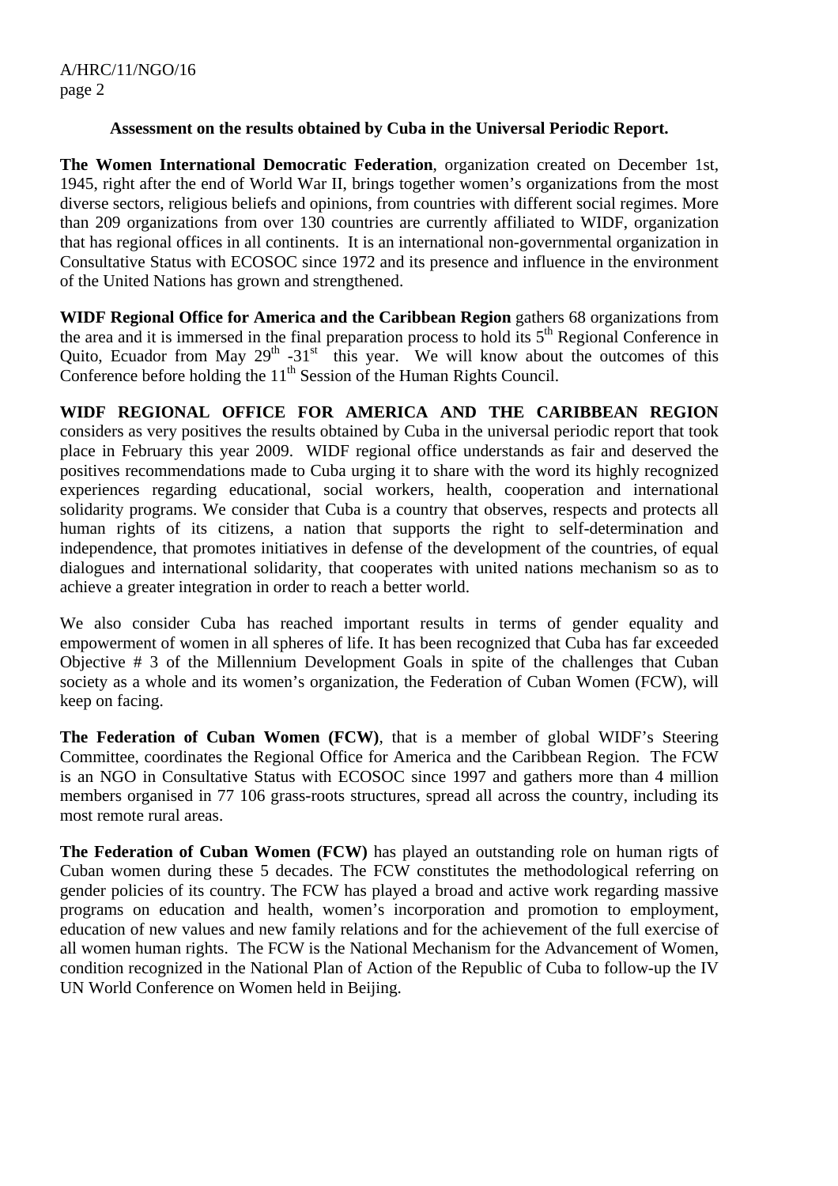**Assessment on the results obtained by Cuba in the Universal Periodic Report.**

**The Women International Democratic Federation**, organization created on December 1st, 1945, right after the end of World War II, brings together women's organizations from the most diverse sectors, religious beliefs and opinions, from countries with different social regimes. More than 209 organizations from over 130 countries are currently affiliated to WIDF, organization that has regional offices in all continents. It is an international non-governmental organization in Consultative Status with ECOSOC since 1972 and its presence and influence in the environment of the United Nations has grown and strengthened.

**WIDF Regional Office for America and the Caribbean Region** gathers 68 organizations from the area and it is immersed in the final preparation process to hold its 5th Regional Conference in Quito, Ecuador from May 29th -31st this year. We will know about the outcomes of this Conference before holding the 11th Session of the Human Rights Council.

**WIDF REGIONAL OFFICE FOR AMERICA AND THE CARIBBEAN REGION** considers as very positives the results obtained by Cuba in the universal periodic report that took place in February this year 2009. WIDF regional office understands as fair and deserved the positives recommendations made to Cuba urging it to share with the word its highly recognized experiences regarding educational, social workers, health, cooperation and international solidarity programs. We consider that Cuba is a country that observes, respects and protects all human rights of its citizens, a nation that supports the right to self-determination and independence, that promotes initiatives in defense of the development of the countries, of equal dialogues and international solidarity, that cooperates with united nations mechanism so as to achieve a greater integration in order to reach a better world.

We also consider Cuba has reached important results in terms of gender equality and empowerment of women in all spheres of life. It has been recognized that Cuba has far exceeded Objective # 3 of the Millennium Development Goals in spite of the challenges that Cuban society as a whole and its women's organization, the Federation of Cuban Women (FCW), will keep on facing.

**The Federation of Cuban Women (FCW)**, that is a member of global WIDF's Steering Committee, coordinates the Regional Office for America and the Caribbean Region. The FCW is an NGO in Consultative Status with ECOSOC since 1997 and gathers more than 4 million members organised in 77 106 grass-roots structures, spread all across the country, including its most remote rural areas.

**The Federation of Cuban Women (FCW)** has played an outstanding role on human rigts of Cuban women during these 5 decades. The FCW constitutes the methodological referring on gender policies of its country. The FCW has played a broad and active work regarding massive programs on education and health, women's incorporation and promotion to employment, education of new values and new family relations and for the achievement of the full exercise of all women human rights. The FCW is the National Mechanism for the Advancement of Women, condition recognized in the National Plan of Action of the Republic of Cuba to follow-up the IV UN World Conference on Women held in Beijing.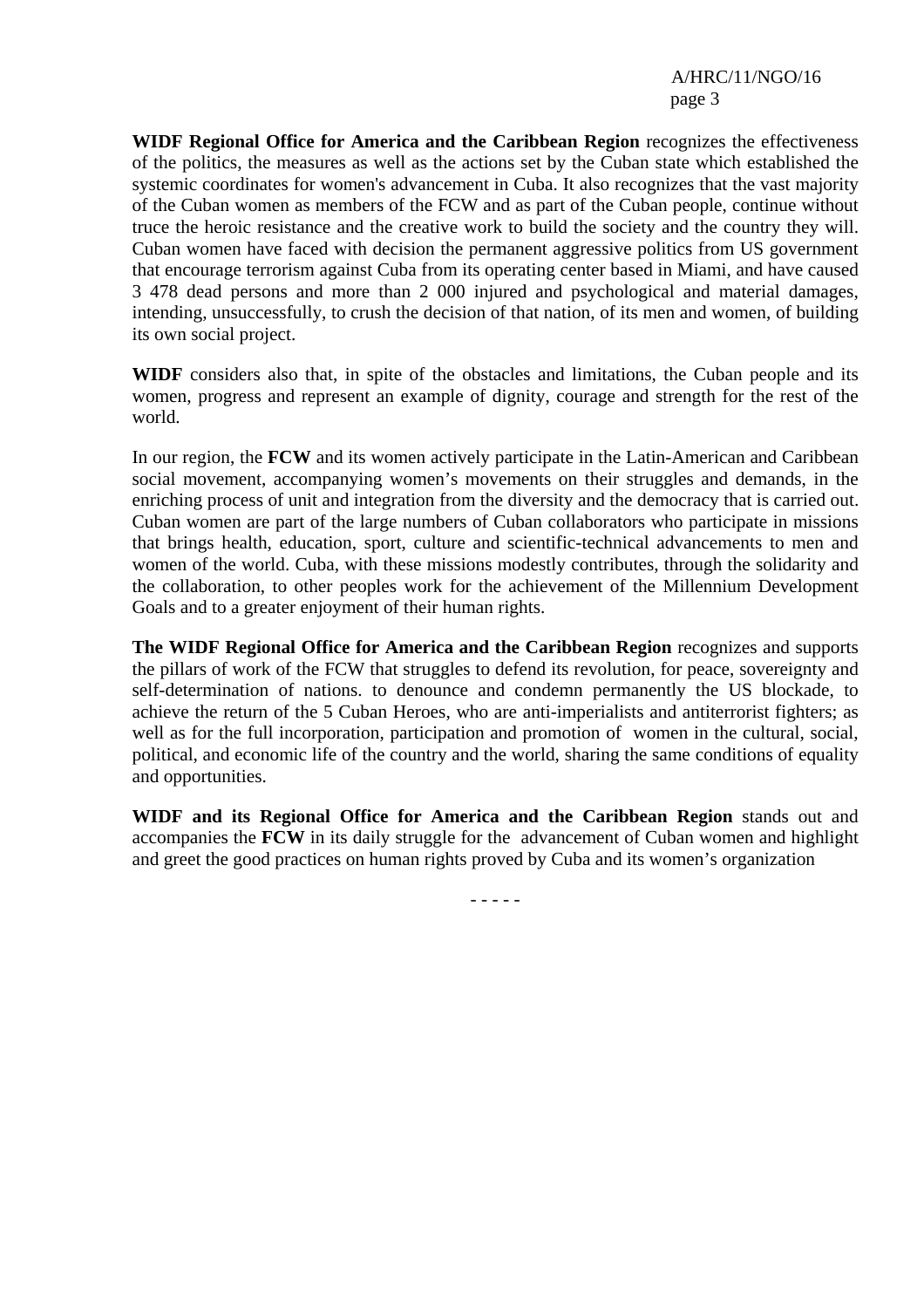**WIDF Regional Office for America and the Caribbean Region** recognizes the effectiveness of the politics, the measures as well as the actions set by the Cuban state which established the systemic coordinates for women's advancement in Cuba. It also recognizes that the vast majority of the Cuban women as members of the FCW and as part of the Cuban people, continue without truce the heroic resistance and the creative work to build the society and the country they will. Cuban women have faced with decision the permanent aggressive politics from US government that encourage terrorism against Cuba from its operating center based in Miami, and have caused 3 478 dead persons and more than 2 000 injured and psychological and material damages, intending, unsuccessfully, to crush the decision of that nation, of its men and women, of building its own social project.

**WIDF** considers also that, in spite of the obstacles and limitations, the Cuban people and its women, progress and represent an example of dignity, courage and strength for the rest of the world.

In our region, the **FCW** and its women actively participate in the Latin-American and Caribbean social movement, accompanying women's movements on their struggles and demands, in the enriching process of unit and integration from the diversity and the democracy that is carried out. Cuban women are part of the large numbers of Cuban collaborators who participate in missions that brings health, education, sport, culture and scientific-technical advancements to men and women of the world. Cuba, with these missions modestly contributes, through the solidarity and the collaboration, to other peoples work for the achievement of the Millennium Development Goals and to a greater enjoyment of their human rights.

**The WIDF Regional Office for America and the Caribbean Region** recognizes and supports the pillars of work of the FCW that struggles to defend its revolution, for peace, sovereignty and self-determination of nations. to denounce and condemn permanently the US blockade, to achieve the return of the 5 Cuban Heroes, who are anti-imperialists and antiterrorist fighters; as well as for the full incorporation, participation and promotion of women in the cultural, social, political, and economic life of the country and the world, sharing the same conditions of equality and opportunities.

**WIDF and its Regional Office for America and the Caribbean Region** stands out and accompanies the **FCW** in its daily struggle for the advancement of Cuban women and highlight and greet the good practices on human rights proved by Cuba and its women's organization

- - - - -